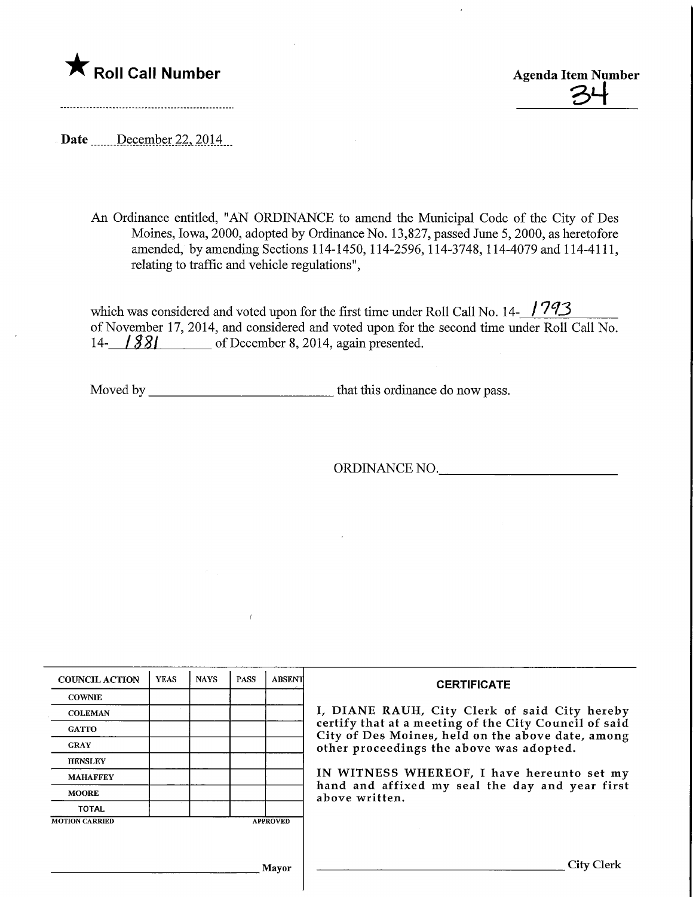★ **Roll Call Number**

**Agenda Item Number**
34

**Date** December 22, 2014

An Ordinance entitled, "AN ORDINANCE to amend the Municipal Code of the City of Des Moines, Iowa, 2000, adopted by Ordinance No. 13,827, passed June 5, 2000, as heretofore amended, by amending Sections 114-1450, 114-2596, 114-3748, 114-4079 and 114-4111, relating to traffic and vehicle regulations",

which was considered and voted upon for the first time under Roll Call No. 14-1793 of November 17, 2014, and considered and voted upon for the second time under Roll Call No. 14-1881 of December 8, 2014, again presented.

Moved by ____________________________ that this ordinance do now pass.

ORDINANCE NO.____________________________

| COUNCIL ACTION | YEAS | NAYS | PASS | ABSENT |
|---|---|---|---|---|
| COWNIE | | | | |
| COLEMAN | | | | |
| GATTO | | | | |
| GRAY | | | | |
| HENSLEY | | | | |
| MAHAFFEY | | | | |
| MOORE | | | | |
| TOTAL | | | | |

MOTION CARRIED APPROVED

____________________________ Mayor

**CERTIFICATE**

I, DIANE RAUH, City Clerk of said City hereby certify that at a meeting of the City Council of said City of Des Moines, held on the above date, among other proceedings the above was adopted.

IN WITNESS WHEREOF, I have hereunto set my hand and affixed my seal the day and year first above written.

____________________________ City Clerk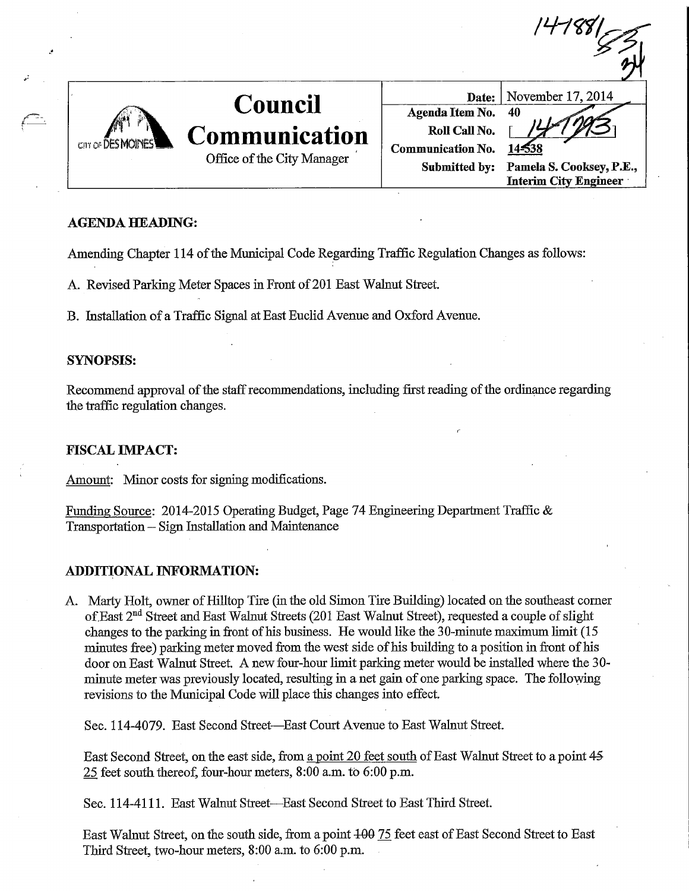14-1881

# Council Communication

Office of the City Manager

| | |
|---|---|
| **Date:** | November 17, 2014 |
| **Agenda Item No.** | 40 |
| **Roll Call No.** | [14-1793] |
| **Communication No.** | 14-538 |
| **Submitted by:** | **Pamela S. Cooksey, P.E., Interim City Engineer** |

## AGENDA HEADING:

Amending Chapter 114 of the Municipal Code Regarding Traffic Regulation Changes as follows:

A. Revised Parking Meter Spaces in Front of 201 East Walnut Street.

B. Installation of a Traffic Signal at East Euclid Avenue and Oxford Avenue.

## SYNOPSIS:

Recommend approval of the staff recommendations, including first reading of the ordinance regarding the traffic regulation changes.

## FISCAL IMPACT:

Amount: Minor costs for signing modifications.

Funding Source: 2014-2015 Operating Budget, Page 74 Engineering Department Traffic & Transportation – Sign Installation and Maintenance

## ADDITIONAL INFORMATION:

A. Marty Holt, owner of Hilltop Tire (in the old Simon Tire Building) located on the southeast corner of East 2nd Street and East Walnut Streets (201 East Walnut Street), requested a couple of slight changes to the parking in front of his business. He would like the 30-minute maximum limit (15 minutes free) parking meter moved from the west side of his building to a position in front of his door on East Walnut Street. A new four-hour limit parking meter would be installed where the 30-minute meter was previously located, resulting in a net gain of one parking space. The following revisions to the Municipal Code will place this changes into effect.

Sec. 114-4079. East Second Street—East Court Avenue to East Walnut Street.

East Second Street, on the east side, from <u>a point 20 feet south</u> of East Walnut Street to a point ~~45~~ <u>25</u> feet south thereof, four-hour meters, 8:00 a.m. to 6:00 p.m.

Sec. 114-4111. East Walnut Street—East Second Street to East Third Street.

East Walnut Street, on the south side, from a point ~~100~~ <u>75</u> feet east of East Second Street to East Third Street, two-hour meters, 8:00 a.m. to 6:00 p.m.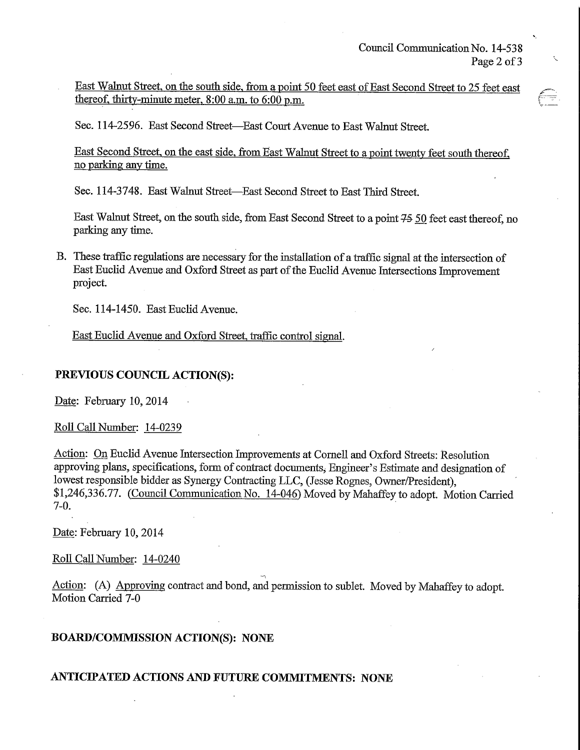East Walnut Street, on the south side, from a point 50 feet east of East Second Street to 25 feet east thereof, thirty-minute meter, 8:00 a.m. to 6:00 p.m.

Sec. 114-2596. East Second Street—East Court Avenue to East Walnut Street.

East Second Street, on the east side, from East Walnut Street to a point twenty feet south thereof, no parking any time.

Sec. 114-3748. East Walnut Street—East Second Street to East Third Street.

East Walnut Street, on the south side, from East Second Street to a point ~~75~~ 50 feet east thereof, no parking any time.

B. These traffic regulations are necessary for the installation of a traffic signal at the intersection of East Euclid Avenue and Oxford Street as part of the Euclid Avenue Intersections Improvement project.

Sec. 114-1450. East Euclid Avenue.

East Euclid Avenue and Oxford Street, traffic control signal.

## PREVIOUS COUNCIL ACTION(S):

Date: February 10, 2014

Roll Call Number: 14-0239

Action: On Euclid Avenue Intersection Improvements at Cornell and Oxford Streets: Resolution approving plans, specifications, form of contract documents, Engineer's Estimate and designation of lowest responsible bidder as Synergy Contracting LLC, (Jesse Rognes, Owner/President), $1,246,336.77. (Council Communication No. 14-046) Moved by Mahaffey to adopt. Motion Carried 7-0.

Date: February 10, 2014

Roll Call Number: 14-0240

Action: (A) Approving contract and bond, and permission to sublet. Moved by Mahaffey to adopt. Motion Carried 7-0

## BOARD/COMMISSION ACTION(S): NONE

## ANTICIPATED ACTIONS AND FUTURE COMMITMENTS: NONE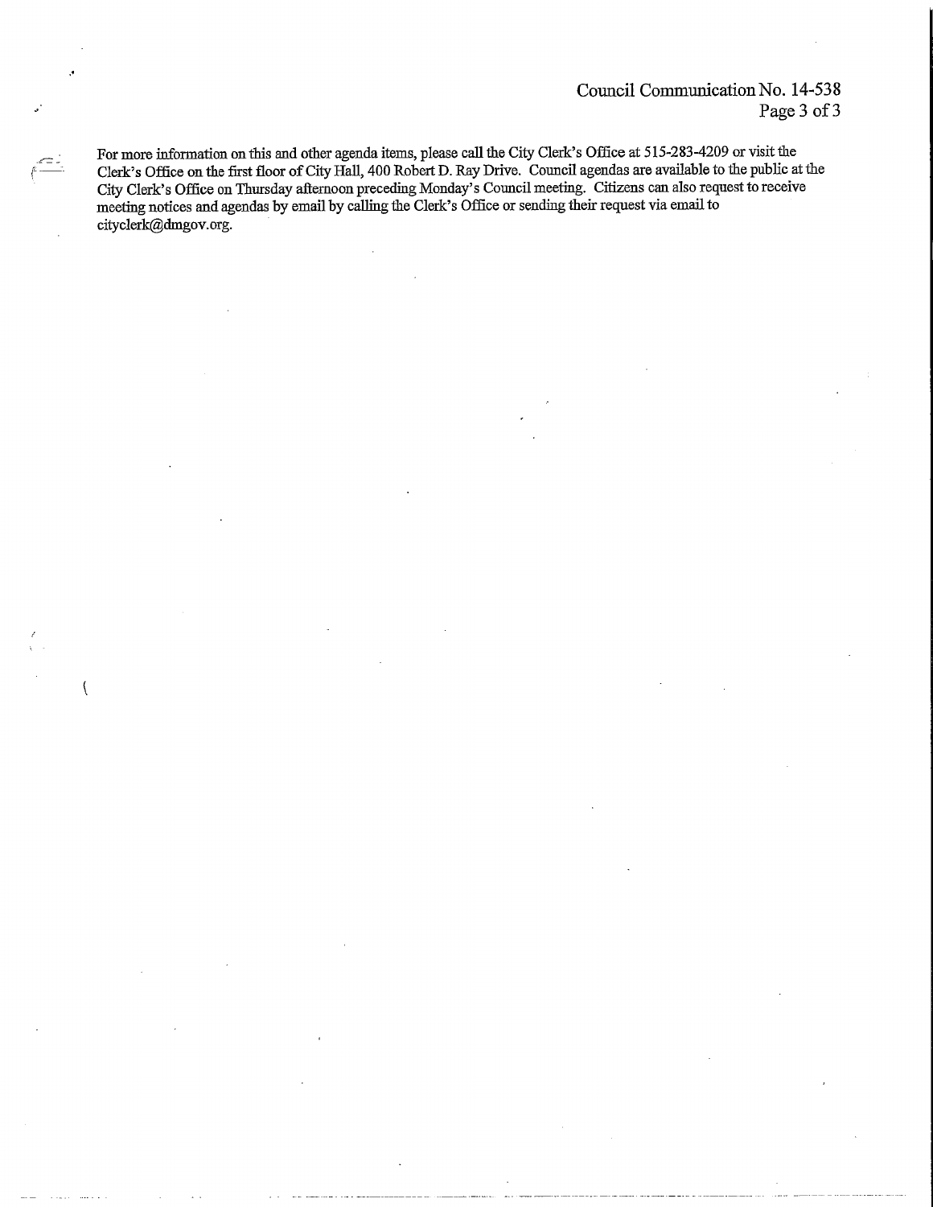For more information on this and other agenda items, please call the City Clerk's Office at 515-283-4209 or visit the Clerk's Office on the first floor of City Hall, 400 Robert D. Ray Drive. Council agendas are available to the public at the City Clerk's Office on Thursday afternoon preceding Monday's Council meeting. Citizens can also request to receive meeting notices and agendas by email by calling the Clerk's Office or sending their request via email to cityclerk@dmgov.org.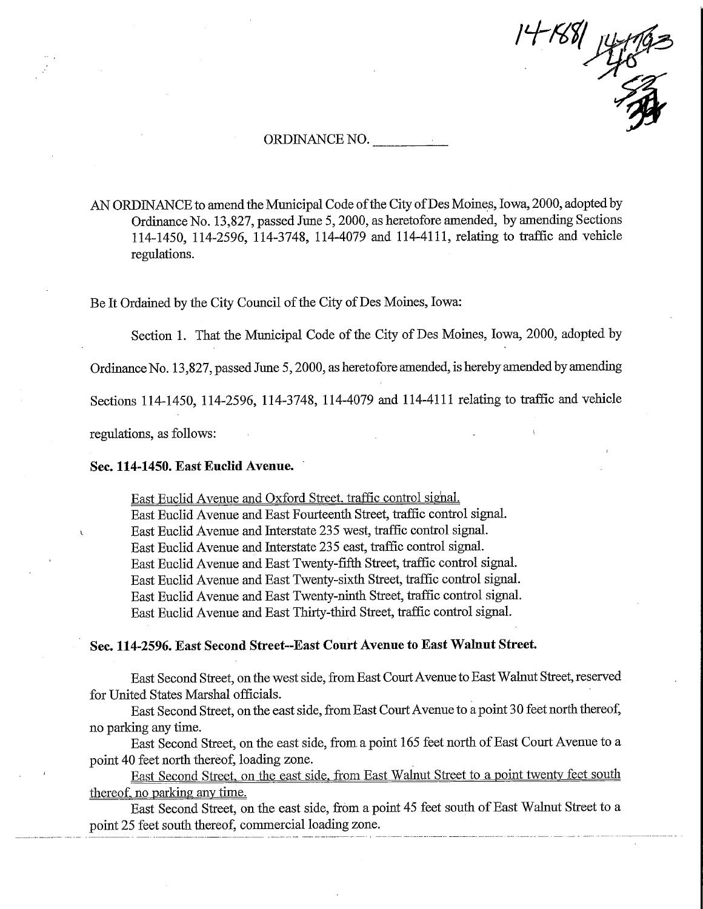14-1881 14-1793 48 53 34

ORDINANCE NO. \_\_\_\_\_\_\_\_\_\_

AN ORDINANCE to amend the Municipal Code of the City of Des Moines, Iowa, 2000, adopted by Ordinance No. 13,827, passed June 5, 2000, as heretofore amended, by amending Sections 114-1450, 114-2596, 114-3748, 114-4079 and 114-4111, relating to traffic and vehicle regulations.

Be It Ordained by the City Council of the City of Des Moines, Iowa:

Section 1. That the Municipal Code of the City of Des Moines, Iowa, 2000, adopted by Ordinance No. 13,827, passed June 5, 2000, as heretofore amended, is hereby amended by amending Sections 114-1450, 114-2596, 114-3748, 114-4079 and 114-4111 relating to traffic and vehicle regulations, as follows:

**Sec. 114-1450. East Euclid Avenue.**

East Euclid Avenue and Oxford Street, traffic control signal.
East Euclid Avenue and East Fourteenth Street, traffic control signal.
East Euclid Avenue and Interstate 235 west, traffic control signal.
East Euclid Avenue and Interstate 235 east, traffic control signal.
East Euclid Avenue and East Twenty-fifth Street, traffic control signal.
East Euclid Avenue and East Twenty-sixth Street, traffic control signal.
East Euclid Avenue and East Twenty-ninth Street, traffic control signal.
East Euclid Avenue and East Thirty-third Street, traffic control signal.

**Sec. 114-2596. East Second Street--East Court Avenue to East Walnut Street.**

East Second Street, on the west side, from East Court Avenue to East Walnut Street, reserved for United States Marshal officials.

East Second Street, on the east side, from East Court Avenue to a point 30 feet north thereof, no parking any time.

East Second Street, on the east side, from a point 165 feet north of East Court Avenue to a point 40 feet north thereof, loading zone.

East Second Street, on the east side, from East Walnut Street to a point twenty feet south thereof, no parking any time.

East Second Street, on the east side, from a point 45 feet south of East Walnut Street to a point 25 feet south thereof, commercial loading zone.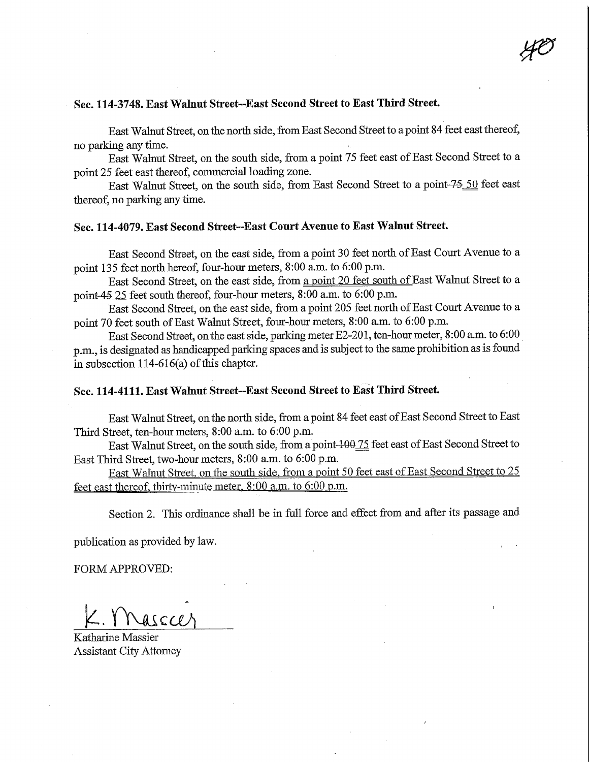**Sec. 114-3748. East Walnut Street--East Second Street to East Third Street.**

East Walnut Street, on the north side, from East Second Street to a point 84 feet east thereof, no parking any time.

East Walnut Street, on the south side, from a point 75 feet east of East Second Street to a point 25 feet east thereof, commercial loading zone.

East Walnut Street, on the south side, from East Second Street to a point ~~75~~ <u>50</u> feet east thereof, no parking any time.

**Sec. 114-4079. East Second Street--East Court Avenue to East Walnut Street.**

East Second Street, on the east side, from a point 30 feet north of East Court Avenue to a point 135 feet north hereof, four-hour meters, 8:00 a.m. to 6:00 p.m.

East Second Street, on the east side, from <u>a point 20 feet south of</u> East Walnut Street to a point ~~45~~ <u>25</u> feet south thereof, four-hour meters, 8:00 a.m. to 6:00 p.m.

East Second Street, on the east side, from a point 205 feet north of East Court Avenue to a point 70 feet south of East Walnut Street, four-hour meters, 8:00 a.m. to 6:00 p.m.

East Second Street, on the east side, parking meter E2-201, ten-hour meter, 8:00 a.m. to 6:00 p.m., is designated as handicapped parking spaces and is subject to the same prohibition as is found in subsection 114-616(a) of this chapter.

**Sec. 114-4111. East Walnut Street--East Second Street to East Third Street.**

East Walnut Street, on the north side, from a point 84 feet east of East Second Street to East Third Street, ten-hour meters, 8:00 a.m. to 6:00 p.m.

East Walnut Street, on the south side, from a point ~~100~~ <u>75</u> feet east of East Second Street to East Third Street, two-hour meters, 8:00 a.m. to 6:00 p.m.

<u>East Walnut Street, on the south side, from a point 50 feet east of East Second Street to 25 feet east thereof, thirty-minute meter, 8:00 a.m. to 6:00 p.m.</u>

Section 2. This ordinance shall be in full force and effect from and after its passage and publication as provided by law.

FORM APPROVED:

K. Massier

Katharine Massier
Assistant City Attorney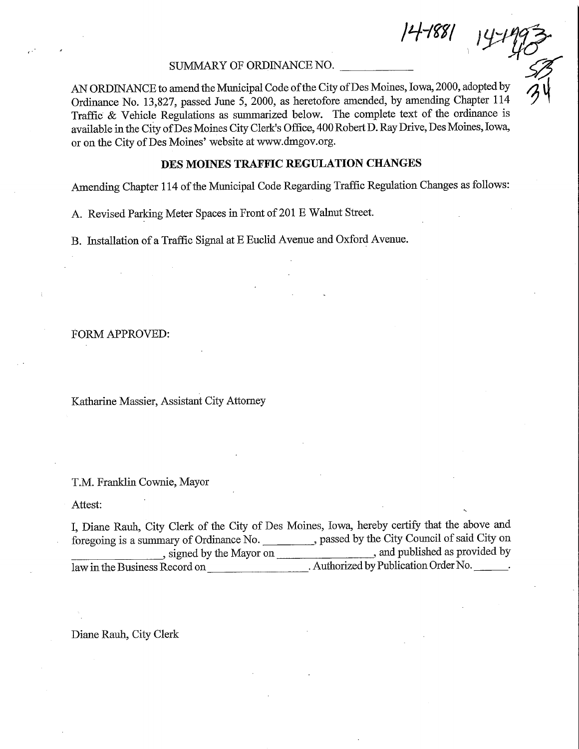14-1881 14-1993 40 53 34

SUMMARY OF ORDINANCE NO. ___________

AN ORDINANCE to amend the Municipal Code of the City of Des Moines, Iowa, 2000, adopted by Ordinance No. 13,827, passed June 5, 2000, as heretofore amended, by amending Chapter 114 Traffic & Vehicle Regulations as summarized below. The complete text of the ordinance is available in the City of Des Moines City Clerk's Office, 400 Robert D. Ray Drive, Des Moines, Iowa, or on the City of Des Moines' website at www.dmgov.org.

**DES MOINES TRAFFIC REGULATION CHANGES**

Amending Chapter 114 of the Municipal Code Regarding Traffic Regulation Changes as follows:

A. Revised Parking Meter Spaces in Front of 201 E Walnut Street.

B. Installation of a Traffic Signal at E Euclid Avenue and Oxford Avenue.

FORM APPROVED:

Katharine Massier, Assistant City Attorney

T.M. Franklin Cownie, Mayor

Attest:

I, Diane Rauh, City Clerk of the City of Des Moines, Iowa, hereby certify that the above and foregoing is a summary of Ordinance No. ________, passed by the City Council of said City on ________________, signed by the Mayor on ________________, and published as provided by law in the Business Record on ________________. Authorized by Publication Order No. ______.

Diane Rauh, City Clerk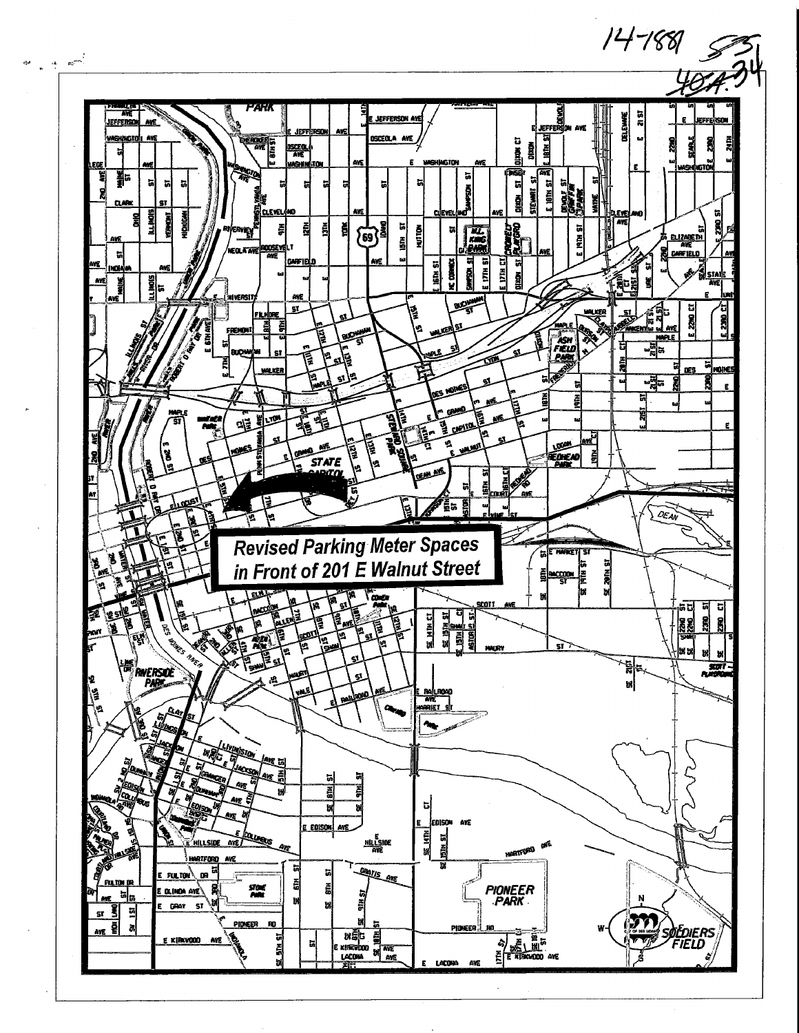14-1881 

40A.34

**Revised Parking Meter Spaces in Front of 201 E Walnut Street**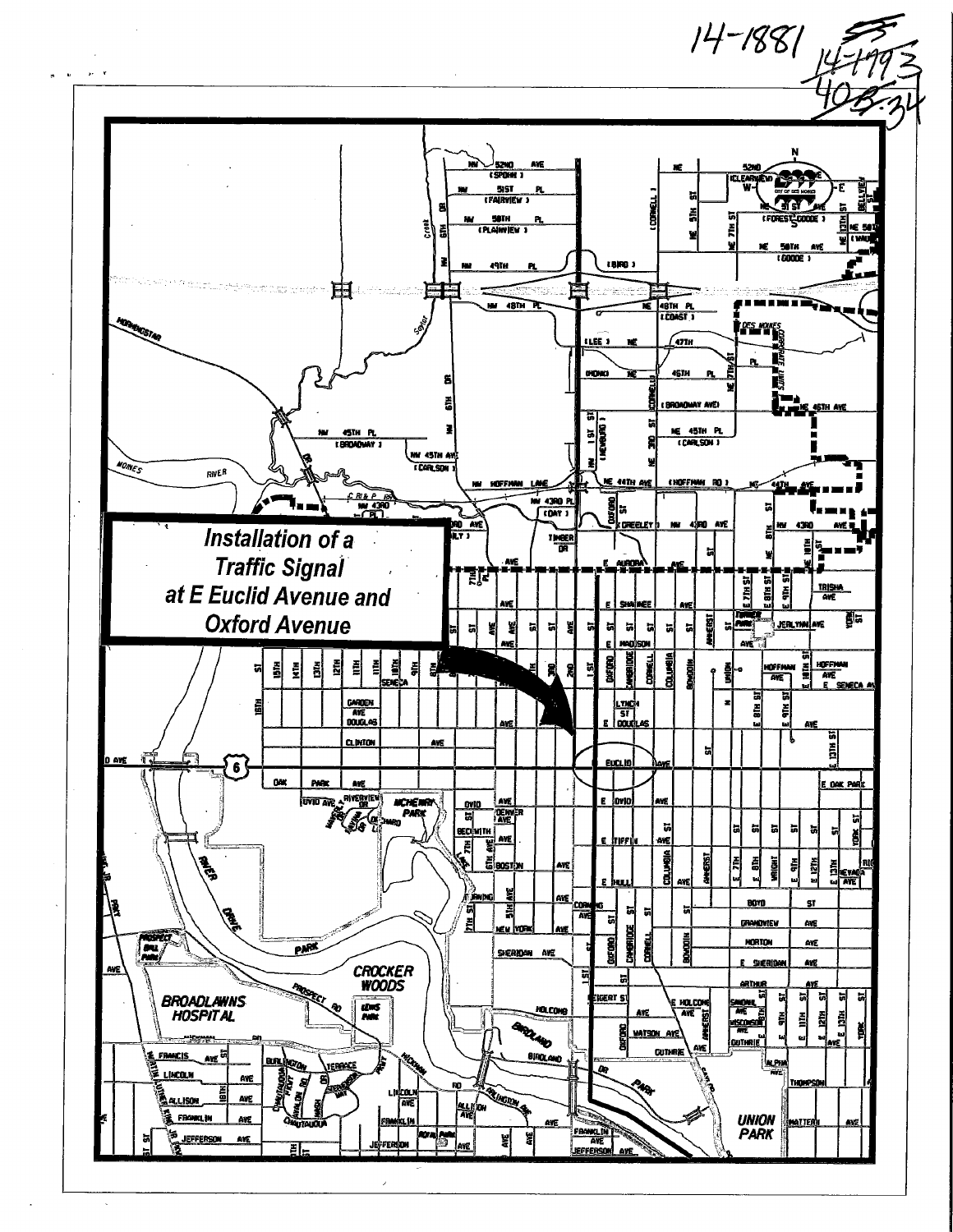14-1881

14-1993

40B-34

**Installation of a Traffic Signal at E Euclid Avenue and Oxford Avenue**